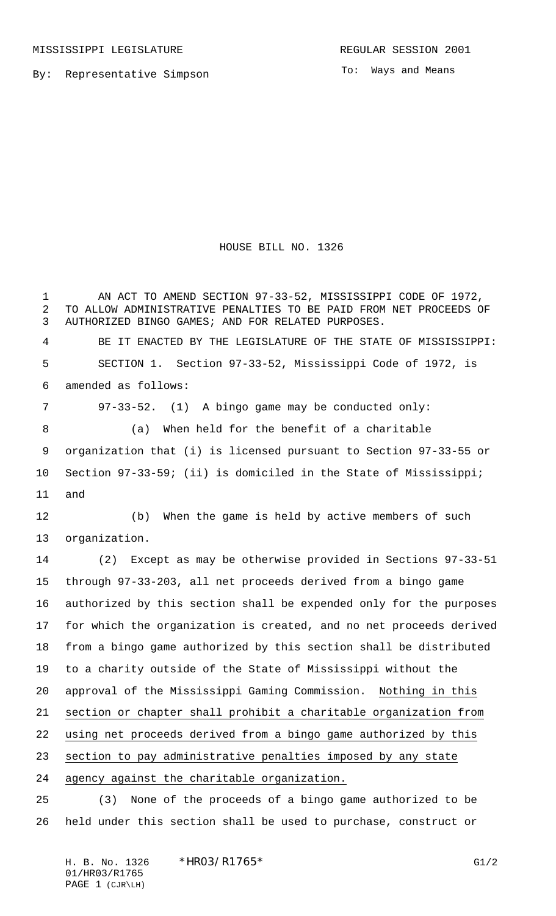MISSISSIPPI LEGISLATURE REGULAR SESSION 2001

By: Representative Simpson

To: Ways and Means

# HOUSE BILL NO. 1326

AN ACT TO AMEND SECTION 97-33-52, MISSISSIPPI CODE OF 1972, TO ALLOW ADMINISTRATIVE PENALTIES TO BE PAID FROM NET PROCEEDS OF AUTHORIZED BINGO GAMES; AND FOR RELATED PURPOSES.

BE IT ENACTED BY THE LEGISLATURE OF THE STATE OF MISSISSIPPI:

SECTION 1. Section 97-33-52, Mississippi Code of 1972, is amended as follows:

97-33-52. (1) A bingo game may be conducted only:

(a) When held for the benefit of a charitable organization that (i) is licensed pursuant to Section 97-33-55 or Section 97-33-59; (ii) is domiciled in the State of Mississippi; and

(b) When the game is held by active members of such organization.

(2) Except as may be otherwise provided in Sections 97-33-51 through 97-33-203, all net proceeds derived from a bingo game authorized by this section shall be expended only for the purposes for which the organization is created, and no net proceeds derived from a bingo game authorized by this section shall be distributed to a charity outside of the State of Mississippi without the approval of the Mississippi Gaming Commission. <u>Nothing in this section or chapter shall prohibit a charitable organization from using net proceeds derived from a bingo game authorized by this section to pay administrative penalties imposed by any state agency against the charitable organization.</u>

(3) None of the proceeds of a bingo game authorized to be held under this section shall be used to purchase, construct or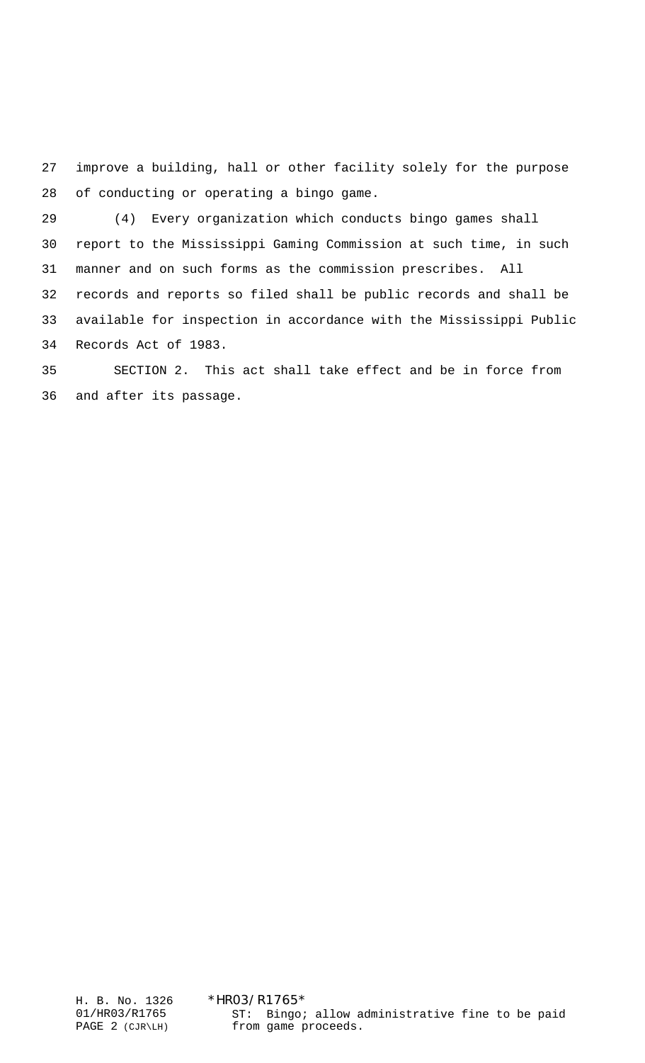improve a building, hall or other facility solely for the purpose of conducting or operating a bingo game.

(4) Every organization which conducts bingo games shall report to the Mississippi Gaming Commission at such time, in such manner and on such forms as the commission prescribes. All records and reports so filed shall be public records and shall be available for inspection in accordance with the Mississippi Public Records Act of 1983.

SECTION 2. This act shall take effect and be in force from and after its passage.